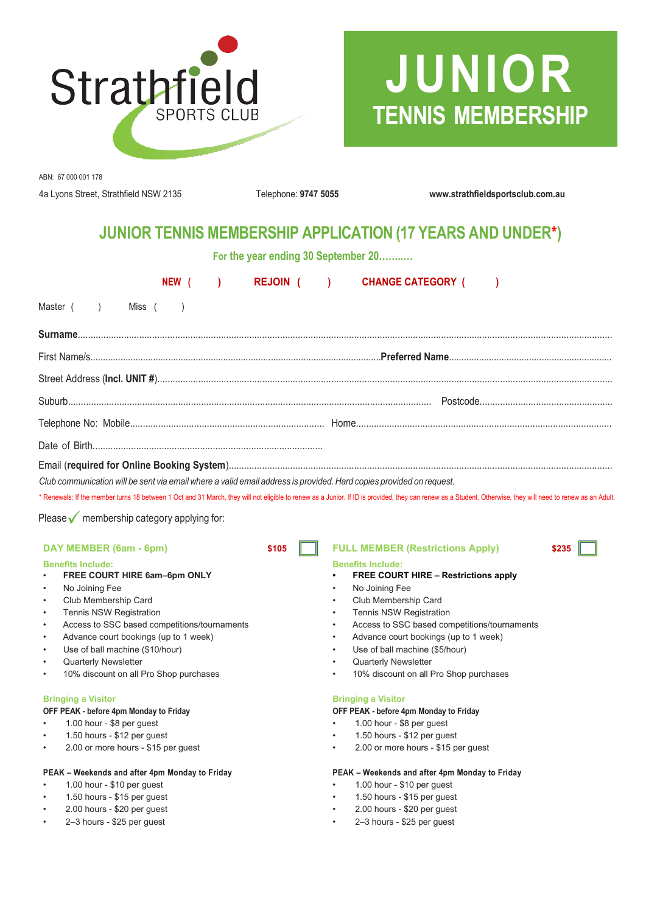Strathfield SPORTS CLUB

# JUNIOR TENNIS MEMBERSHIP

ABN: 67 000 001 178

4a Lyons Street, Strathfield NSW 2135    Telephone: **9747 5055**    **www.strathfieldsportsclub.com.au**

## JUNIOR TENNIS MEMBERSHIP APPLICATION (17 YEARS AND UNDER*)

**For the year ending 30 September 20...........**

**NEW (   )    REJOIN (   )    CHANGE CATEGORY (   )**

Master (   )    Miss (   )

**Surname**..........................................................................................

First Name/s.................................................................... **Preferred Name**....................................................

Street Address (**Incl. UNIT #**)..........................................................................................

Suburb........................................................................................ Postcode....................................................

Telephone No: Mobile........................................................ Home....................................................

Date of Birth..........................................................................................

Email (**required for Online Booking System**)..........................................................................................

*Club communication will be sent via email where a valid email address is provided. Hard copies provided on request.*

* Renewals: If the member turns 18 between 1 Oct and 31 March, they will not eligible to renew as a Junior. If ID is provided, they can renew as a Student. Otherwise, they will need to renew as an Adult.

Please ✓ membership category applying for:

### DAY MEMBER (6am - 6pm) $105 ☐

**Benefits Include:**

- **FREE COURT HIRE 6am–6pm ONLY**
- No Joining Fee
- Club Membership Card
- Tennis NSW Registration
- Access to SSC based competitions/tournaments
- Advance court bookings (up to 1 week)
- Use of ball machine ($10/hour)
- Quarterly Newsletter
- 10% discount on all Pro Shop purchases

**Bringing a Visitor**

**OFF PEAK - before 4pm Monday to Friday**

- 1.00 hour - $8 per guest
- 1.50 hours - $12 per guest
- 2.00 or more hours - $15 per guest

**PEAK – Weekends and after 4pm Monday to Friday**

- 1.00 hour - $10 per guest
- 1.50 hours - $15 per guest
- 2.00 hours - $20 per guest
- 2–3 hours - $25 per guest

### FULL MEMBER (Restrictions Apply) $235 ☐

**Benefits Include:**

- **FREE COURT HIRE – Restrictions apply**
- No Joining Fee
- Club Membership Card
- Tennis NSW Registration
- Access to SSC based competitions/tournaments
- Advance court bookings (up to 1 week)
- Use of ball machine ($5/hour)
- Quarterly Newsletter
- 10% discount on all Pro Shop purchases

**Bringing a Visitor**

**OFF PEAK - before 4pm Monday to Friday**

- 1.00 hour - $8 per guest
- 1.50 hours - $12 per guest
- 2.00 or more hours - $15 per guest

**PEAK – Weekends and after 4pm Monday to Friday**

- 1.00 hour - $10 per guest
- 1.50 hours - $15 per guest
- 2.00 hours - $20 per guest
- 2–3 hours - $25 per guest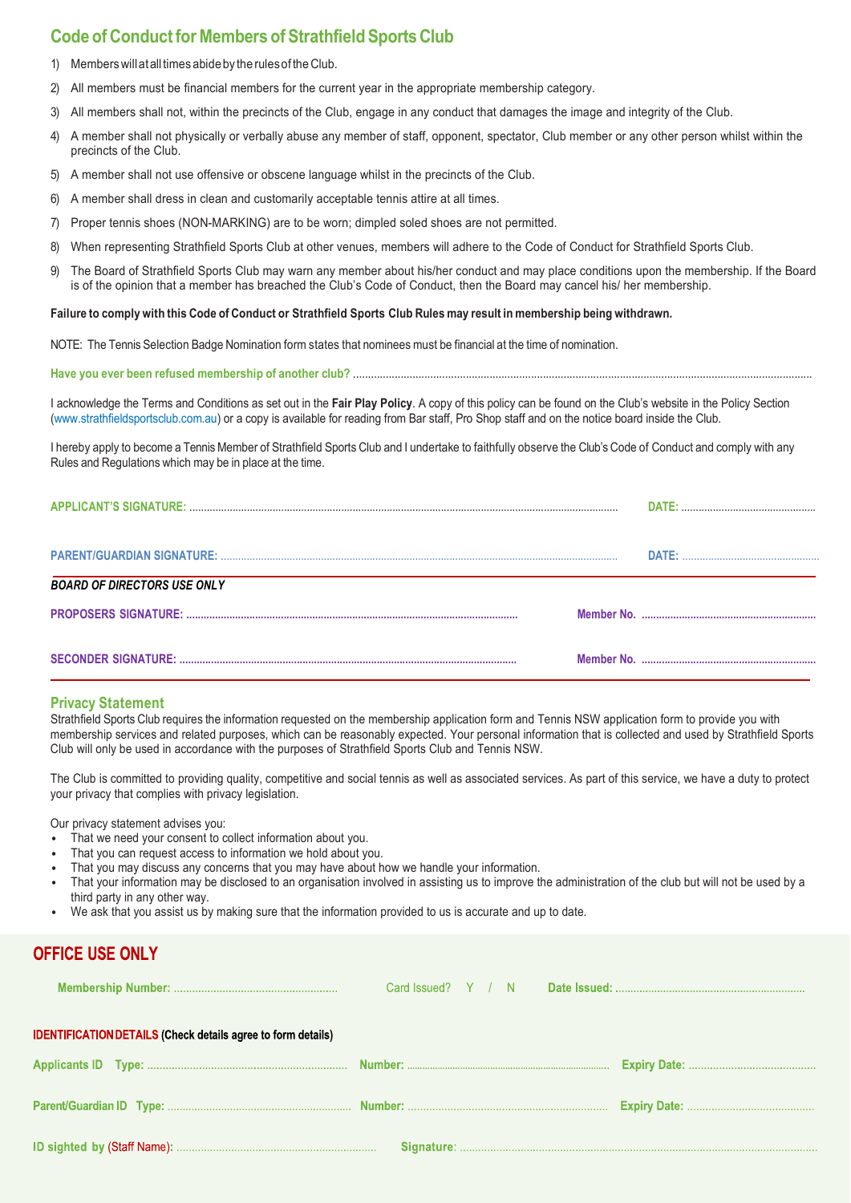## Code of Conduct for Members of Strathfield Sports Club

1) Members will at all times abide by the rules of the Club.
2) All members must be financial members for the current year in the appropriate membership category.
3) All members shall not, within the precincts of the Club, engage in any conduct that damages the image and integrity of the Club.
4) A member shall not physically or verbally abuse any member of staff, opponent, spectator, Club member or any other person whilst within the precincts of the Club.
5) A member shall not use offensive or obscene language whilst in the precincts of the Club.
6) A member shall dress in clean and customarily acceptable tennis attire at all times.
7) Proper tennis shoes (NON-MARKING) are to be worn; dimpled soled shoes are not permitted.
8) When representing Strathfield Sports Club at other venues, members will adhere to the Code of Conduct for Strathfield Sports Club.
9) The Board of Strathfield Sports Club may warn any member about his/her conduct and may place conditions upon the membership. If the Board is of the opinion that a member has breached the Club's Code of Conduct, then the Board may cancel his/ her membership.

**Failure to comply with this Code of Conduct or Strathfield Sports Club Rules may result in membership being withdrawn.**

NOTE: The Tennis Selection Badge Nomination form states that nominees must be financial at the time of nomination.

**Have you ever been refused membership of another club?** ..........................................................................

I acknowledge the Terms and Conditions as set out in the **Fair Play Policy**. A copy of this policy can be found on the Club's website in the Policy Section (www.strathfieldsportsclub.com.au) or a copy is available for reading from Bar staff, Pro Shop staff and on the notice board inside the Club.

I hereby apply to become a Tennis Member of Strathfield Sports Club and I undertake to faithfully observe the Club's Code of Conduct and comply with any Rules and Regulations which may be in place at the time.

**APPLICANT'S SIGNATURE:** .......................................................................... **DATE:** ..........................

**PARENT/GUARDIAN SIGNATURE:** .......................................................................... **DATE:** ..........................

***BOARD OF DIRECTORS USE ONLY***

**PROPOSERS SIGNATURE:** .......................................................................... **Member No.** ..........................

**SECONDER SIGNATURE:** .......................................................................... **Member No.** ..........................

### Privacy Statement

Strathfield Sports Club requires the information requested on the membership application form and Tennis NSW application form to provide you with membership services and related purposes, which can be reasonably expected. Your personal information that is collected and used by Strathfield Sports Club will only be used in accordance with the purposes of Strathfield Sports Club and Tennis NSW.

The Club is committed to providing quality, competitive and social tennis as well as associated services. As part of this service, we have a duty to protect your privacy that complies with privacy legislation.

Our privacy statement advises you:

- That we need your consent to collect information about you.
- That you can request access to information we hold about you.
- That you may discuss any concerns that you may have about how we handle your information.
- That your information may be disclosed to an organisation involved in assisting us to improve the administration of the club but will not be used by a third party in any other way.
- We ask that you assist us by making sure that the information provided to us is accurate and up to date.

## OFFICE USE ONLY

**Membership Number:** .......................... Card Issued? Y / N **Date Issued:** ..........................

**IDENTIFICATION DETAILS (Check details agree to form details)**

**Applicants ID Type:** .......................... **Number:** .......................... **Expiry Date:** ..........................

**Parent/Guardian ID Type:** .......................... **Number:** .......................... **Expiry Date:** ..........................

**ID sighted by (Staff Name):** .......................... **Signature**: ..........................